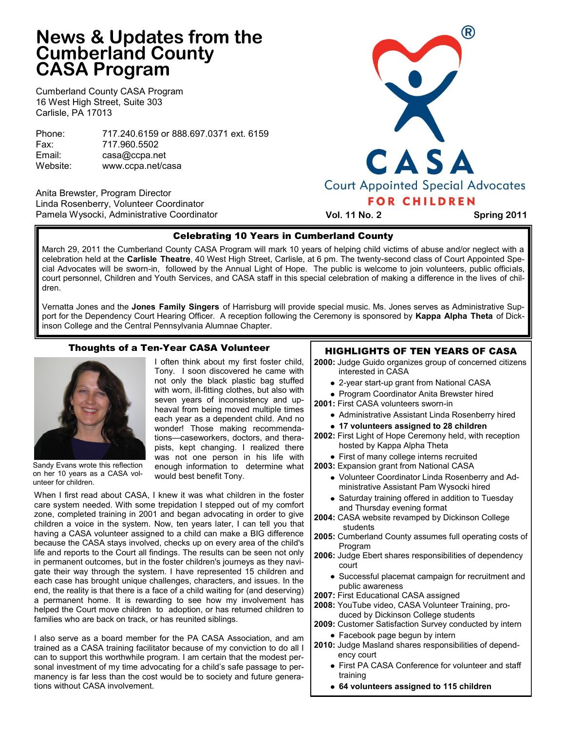# News & Updates from the Cumberland County CASA Program

Cumberland County CASA Program
16 West High Street, Suite 303
Carlisle, PA 17013

| | |
|---|---|
| Phone: | 717.240.6159 or 888.697.0371 ext. 6159 |
| Fax: | 717.960.5502 |
| Email: | casa@ccpa.net |
| Website: | www.ccpa.net/casa |

Anita Brewster, Program Director
Linda Rosenberry, Volunteer Coordinator
Pamela Wysocki, Administrative Coordinator

CASA®
Court Appointed Special Advocates
FOR CHILDREN

Vol. 11 No. 2 — Spring 2011

## Celebrating 10 Years in Cumberland County

March 29, 2011 the Cumberland County CASA Program will mark 10 years of helping child victims of abuse and/or neglect with a celebration held at the **Carlisle Theatre**, 40 West High Street, Carlisle, at 6 pm. The twenty-second class of Court Appointed Special Advocates will be sworn-in, followed by the Annual Light of Hope. The public is welcome to join volunteers, public officials, court personnel, Children and Youth Services, and CASA staff in this special celebration of making a difference in the lives of children.

Vernatta Jones and the **Jones Family Singers** of Harrisburg will provide special music. Ms. Jones serves as Administrative Support for the Dependency Court Hearing Officer. A reception following the Ceremony is sponsored by **Kappa Alpha Theta** of Dickinson College and the Central Pennsylvania Alumnae Chapter.

## Thoughts of a Ten-Year CASA Volunteer

Sandy Evans wrote this reflection on her 10 years as a CASA volunteer for children.

I often think about my first foster child, Tony. I soon discovered he came with not only the black plastic bag stuffed with worn, ill-fitting clothes, but also with seven years of inconsistency and upheaval from being moved multiple times each year as a dependent child. And no wonder! Those making recommendations—caseworkers, doctors, and therapists, kept changing. I realized there was not one person in his life with enough information to determine what would best benefit Tony.

When I first read about CASA, I knew it was what children in the foster care system needed. With some trepidation I stepped out of my comfort zone, completed training in 2001 and began advocating in order to give children a voice in the system. Now, ten years later, I can tell you that having a CASA volunteer assigned to a child can make a BIG difference because the CASA stays involved, checks up on every area of the child's life and reports to the Court all findings. The results can be seen not only in permanent outcomes, but in the foster children's journeys as they navigate their way through the system. I have represented 15 children and each case has brought unique challenges, characters, and issues. In the end, the reality is that there is a face of a child waiting for (and deserving) a permanent home. It is rewarding to see how my involvement has helped the Court move children to adoption, or has returned children to families who are back on track, or has reunited siblings.

I also serve as a board member for the PA CASA Association, and am trained as a CASA training facilitator because of my conviction to do all I can to support this worthwhile program. I am certain that the modest personal investment of my time advocating for a child's safe passage to permanency is far less than the cost would be to society and future generations without CASA involvement.

## HIGHLIGHTS OF TEN YEARS OF CASA

**2000:** Judge Guido organizes group of concerned citizens interested in CASA
- 2-year start-up grant from National CASA
- Program Coordinator Anita Brewster hired

**2001:** First CASA volunteers sworn-in
- Administrative Assistant Linda Rosenberry hired
- **17 volunteers assigned to 28 children**

**2002:** First Light of Hope Ceremony held, with reception hosted by Kappa Alpha Theta
- First of many college interns recruited

**2003:** Expansion grant from National CASA
- Volunteer Coordinator Linda Rosenberry and Administrative Assistant Pam Wysocki hired
- Saturday training offered in addition to Tuesday and Thursday evening format

**2004:** CASA website revamped by Dickinson College students

**2005:** Cumberland County assumes full operating costs of Program

**2006:** Judge Ebert shares responsibilities of dependency court
- Successful placemat campaign for recruitment and public awareness

**2007:** First Educational CASA assigned

**2008:** YouTube video, CASA Volunteer Training, produced by Dickinson College students

**2009:** Customer Satisfaction Survey conducted by intern
- Facebook page begun by intern

**2010:** Judge Masland shares responsibilities of dependency court
- First PA CASA Conference for volunteer and staff training
- **64 volunteers assigned to 115 children**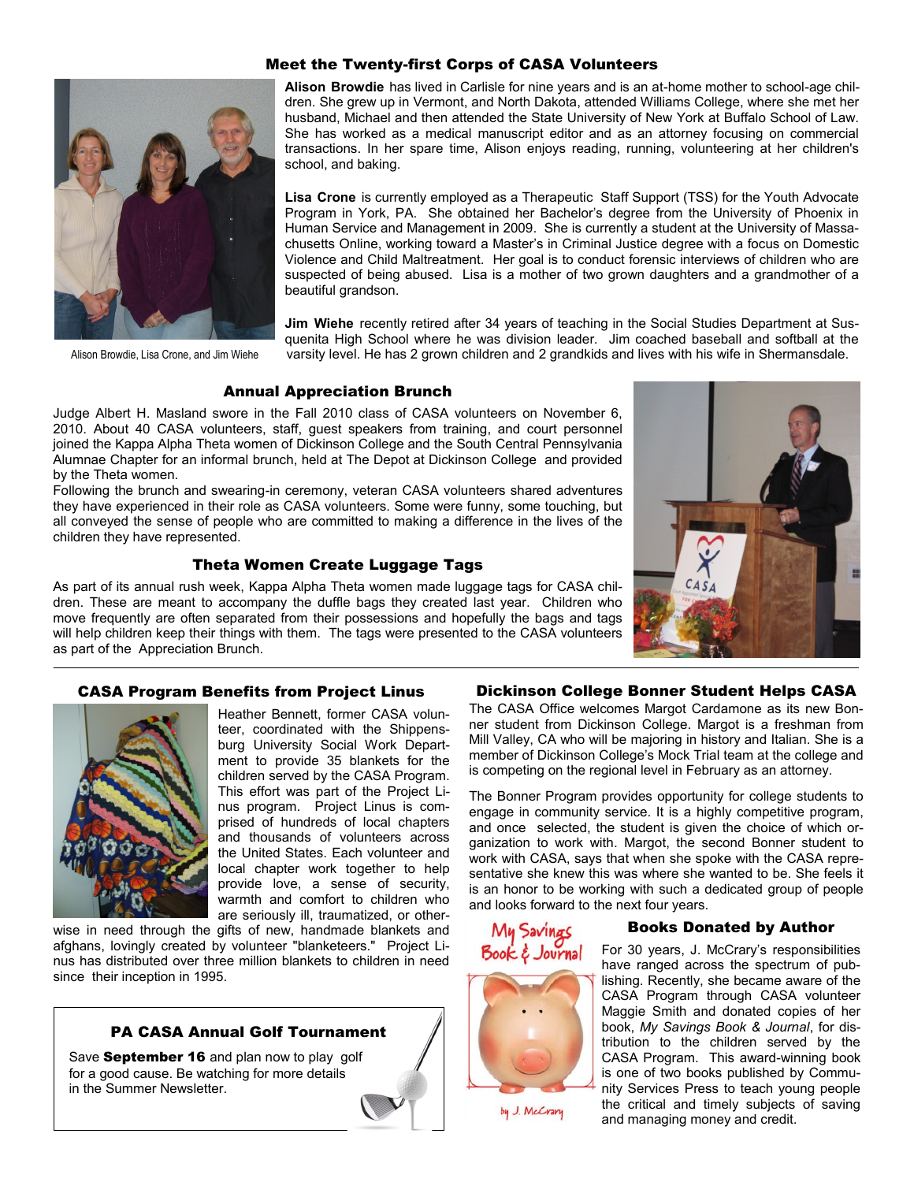## Meet the Twenty-first Corps of CASA Volunteers

Alison Browdie, Lisa Crone, and Jim Wiehe

**Alison Browdie** has lived in Carlisle for nine years and is an at-home mother to school-age children. She grew up in Vermont, and North Dakota, attended Williams College, where she met her husband, Michael and then attended the State University of New York at Buffalo School of Law. She has worked as a medical manuscript editor and as an attorney focusing on commercial transactions. In her spare time, Alison enjoys reading, running, volunteering at her children's school, and baking.

**Lisa Crone** is currently employed as a Therapeutic Staff Support (TSS) for the Youth Advocate Program in York, PA. She obtained her Bachelor's degree from the University of Phoenix in Human Service and Management in 2009. She is currently a student at the University of Massachusetts Online, working toward a Master's in Criminal Justice degree with a focus on Domestic Violence and Child Maltreatment. Her goal is to conduct forensic interviews of children who are suspected of being abused. Lisa is a mother of two grown daughters and a grandmother of a beautiful grandson.

**Jim Wiehe** recently retired after 34 years of teaching in the Social Studies Department at Susquenita High School where he was division leader. Jim coached baseball and softball at the varsity level. He has 2 grown children and 2 grandkids and lives with his wife in Shermansdale.

## Annual Appreciation Brunch

Judge Albert H. Masland swore in the Fall 2010 class of CASA volunteers on November 6, 2010. About 40 CASA volunteers, staff, guest speakers from training, and court personnel joined the Kappa Alpha Theta women of Dickinson College and the South Central Pennsylvania Alumnae Chapter for an informal brunch, held at The Depot at Dickinson College and provided by the Theta women.

Following the brunch and swearing-in ceremony, veteran CASA volunteers shared adventures they have experienced in their role as CASA volunteers. Some were funny, some touching, but all conveyed the sense of people who are committed to making a difference in the lives of the children they have represented.

## Theta Women Create Luggage Tags

As part of its annual rush week, Kappa Alpha Theta women made luggage tags for CASA children. These are meant to accompany the duffle bags they created last year. Children who move frequently are often separated from their possessions and hopefully the bags and tags will help children keep their things with them. The tags were presented to the CASA volunteers as part of the Appreciation Brunch.

## CASA Program Benefits from Project Linus

Heather Bennett, former CASA volunteer, coordinated with the Shippensburg University Social Work Department to provide 35 blankets for the children served by the CASA Program. This effort was part of the Project Linus program. Project Linus is comprised of hundreds of local chapters and thousands of volunteers across the United States. Each volunteer and local chapter work together to help provide love, a sense of security, warmth and comfort to children who are seriously ill, traumatized, or otherwise in need through the gifts of new, handmade blankets and afghans, lovingly created by volunteer "blanketeers." Project Linus has distributed over three million blankets to children in need since their inception in 1995.

## PA CASA Annual Golf Tournament

Save **September 16** and plan now to play golf for a good cause. Be watching for more details in the Summer Newsletter.

## Dickinson College Bonner Student Helps CASA

The CASA Office welcomes Margot Cardamone as its new Bonner student from Dickinson College. Margot is a freshman from Mill Valley, CA who will be majoring in history and Italian. She is a member of Dickinson College's Mock Trial team at the college and is competing on the regional level in February as an attorney.

The Bonner Program provides opportunity for college students to engage in community service. It is a highly competitive program, and once selected, the student is given the choice of which organization to work with. Margot, the second Bonner student to work with CASA, says that when she spoke with the CASA representative she knew this was where she wanted to be. She feels it is an honor to be working with such a dedicated group of people and looks forward to the next four years.

## Books Donated by Author

For 30 years, J. McCrary's responsibilities have ranged across the spectrum of publishing. Recently, she became aware of the CASA Program through CASA volunteer Maggie Smith and donated copies of her book, *My Savings Book & Journal*, for distribution to the children served by the CASA Program. This award-winning book is one of two books published by Community Services Press to teach young people the critical and timely subjects of saving and managing money and credit.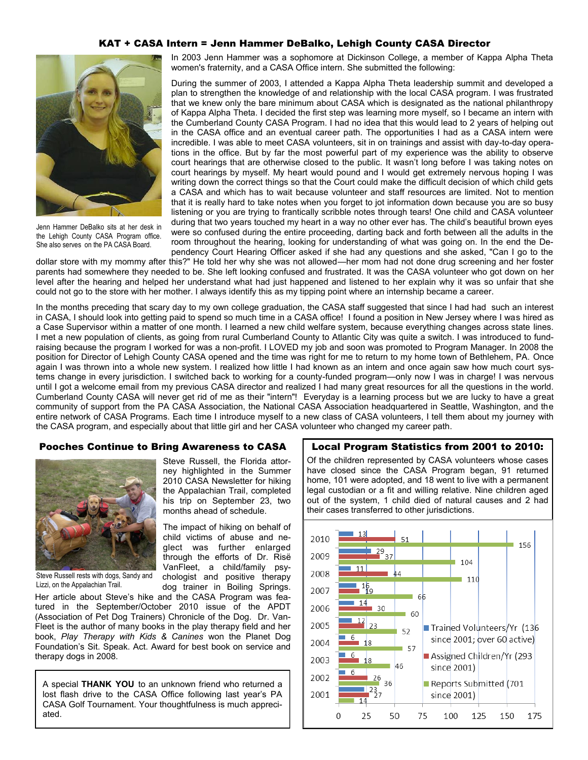## KAT + CASA Intern = Jenn Hammer DeBalko, Lehigh County CASA Director

Jenn Hammer DeBalko sits at her desk in the Lehigh County CASA Program office. She also serves on the PA CASA Board.

In 2003 Jenn Hammer was a sophomore at Dickinson College, a member of Kappa Alpha Theta women's fraternity, and a CASA Office intern. She submitted the following:

During the summer of 2003, I attended a Kappa Alpha Theta leadership summit and developed a plan to strengthen the knowledge of and relationship with the local CASA program. I was frustrated that we knew only the bare minimum about CASA which is designated as the national philanthropy of Kappa Alpha Theta. I decided the first step was learning more myself, so I became an intern with the Cumberland County CASA Program. I had no idea that this would lead to 2 years of helping out in the CASA office and an eventual career path. The opportunities I had as a CASA intern were incredible. I was able to meet CASA volunteers, sit in on trainings and assist with day-to-day operations in the office. But by far the most powerful part of my experience was the ability to observe court hearings that are otherwise closed to the public. It wasn't long before I was taking notes on court hearings by myself. My heart would pound and I would get extremely nervous hoping I was writing down the correct things so that the Court could make the difficult decision of which child gets a CASA and which has to wait because volunteer and staff resources are limited. Not to mention that it is really hard to take notes when you forget to jot information down because you are so busy listening or you are trying to frantically scribble notes through tears! One child and CASA volunteer during that two years touched my heart in a way no other ever has. The child's beautiful brown eyes were so confused during the entire proceeding, darting back and forth between all the adults in the room throughout the hearing, looking for understanding of what was going on. In the end the Dependency Court Hearing Officer asked if she had any questions and she asked, "Can I go to the dollar store with my mommy after this?" He told her why she was not allowed—her mom had not done drug screening and her foster parents had somewhere they needed to be. She left looking confused and frustrated. It was the CASA volunteer who got down on her level after the hearing and helped her understand what had just happened and listened to her explain why it was so unfair that she could not go to the store with her mother. I always identify this as my tipping point where an internship became a career.

In the months preceding that scary day to my own college graduation, the CASA staff suggested that since I had had such an interest in CASA, I should look into getting paid to spend so much time in a CASA office! I found a position in New Jersey where I was hired as a Case Supervisor within a matter of one month. I learned a new child welfare system, because everything changes across state lines. I met a new population of clients, as going from rural Cumberland County to Atlantic City was quite a switch. I was introduced to fundraising because the program I worked for was a non-profit. I LOVED my job and soon was promoted to Program Manager. In 2008 the position for Director of Lehigh County CASA opened and the time was right for me to return to my home town of Bethlehem, PA. Once again I was thrown into a whole new system. I realized how little I had known as an intern and once again saw how much court systems change in every jurisdiction. I switched back to working for a county-funded program—only now I was in charge! I was nervous until I got a welcome email from my previous CASA director and realized I had many great resources for all the questions in the world. Cumberland County CASA will never get rid of me as their "intern"! Everyday is a learning process but we are lucky to have a great community of support from the PA CASA Association, the National CASA Association headquartered in Seattle, Washington, and the entire network of CASA Programs. Each time I introduce myself to a new class of CASA volunteers, I tell them about my journey with the CASA program, and especially about that little girl and her CASA volunteer who changed my career path.

## Pooches Continue to Bring Awareness to CASA

Steve Russell rests with dogs, Sandy and Lizzi, on the Appalachian Trail.

Steve Russell, the Florida attorney highlighted in the Summer 2010 CASA Newsletter for hiking the Appalachian Trail, completed his trip on September 23, two months ahead of schedule.

The impact of hiking on behalf of child victims of abuse and neglect was further enlarged through the efforts of Dr. Risë VanFleet, a child/family psychologist and positive therapy dog trainer in Boiling Springs. Her article about Steve's hike and the CASA Program was featured in the September/October 2010 issue of the APDT (Association of Pet Dog Trainers) Chronicle of the Dog. Dr. VanFleet is the author of many books in the play therapy field and her book, *Play Therapy with Kids & Canines* won the Planet Dog Foundation's Sit. Speak. Act. Award for best book on service and therapy dogs in 2008.

A special **THANK YOU** to an unknown friend who returned a lost flash drive to the CASA Office following last year's PA CASA Golf Tournament. Your thoughtfulness is much appreciated.

## Local Program Statistics from 2001 to 2010:

Of the children represented by CASA volunteers whose cases have closed since the CASA Program began, 91 returned home, 101 were adopted, and 18 went to live with a permanent legal custodian or a fit and willing relative. Nine children aged out of the system, 1 child died of natural causes and 2 had their cases transferred to other jurisdictions.

| Year | Trained Volunteers/Yr (136 since 2001; over 60 active) | Assigned Children/Yr (293 since 2001) | Reports Submitted (701 since 2001) |
|---|---|---|---|
| 2010 | 13 | 51 | 156 |
| 2009 | 29 | 37 | 104 |
| 2008 | 11 | 44 | 110 |
| 2007 | 16 | 19 | 66 |
| 2006 | 14 | 30 | 60 |
| 2005 | 12 | 23 | 52 |
| 2004 | 6 | 18 | 57 |
| 2003 | 6 | 18 | 46 |
| 2002 | 6 | 26 | 36 |
| 2001 | 23 | 27 | 14 |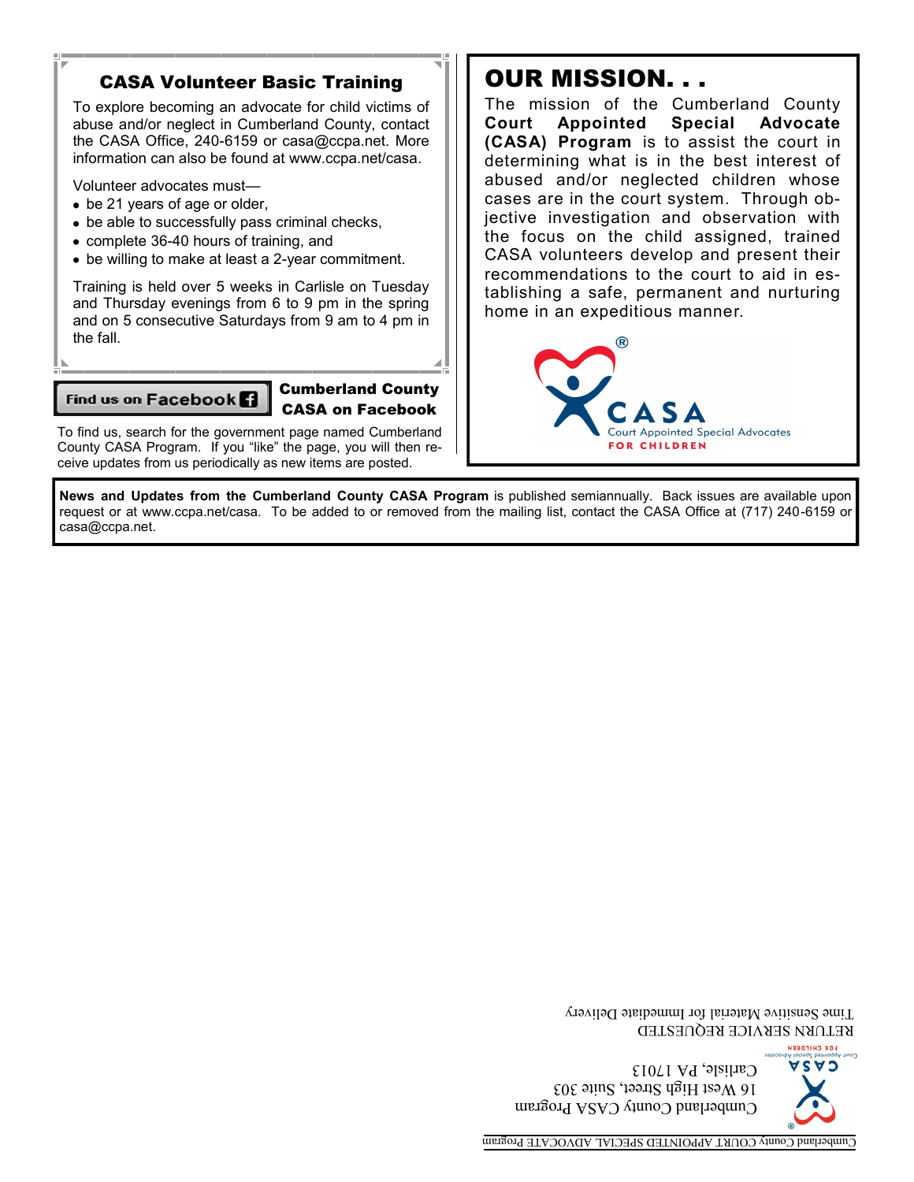## CASA Volunteer Basic Training

To explore becoming an advocate for child victims of abuse and/or neglect in Cumberland County, contact the CASA Office, 240-6159 or casa@ccpa.net. More information can also be found at www.ccpa.net/casa.

Volunteer advocates must—

- be 21 years of age or older,
- be able to successfully pass criminal checks,
- complete 36-40 hours of training, and
- be willing to make at least a 2-year commitment.

Training is held over 5 weeks in Carlisle on Tuesday and Thursday evenings from 6 to 9 pm in the spring and on 5 consecutive Saturdays from 9 am to 4 pm in the fall.

Find us on Facebook

**Cumberland County CASA on Facebook**

To find us, search for the government page named Cumberland County CASA Program. If you "like" the page, you will then receive updates from us periodically as new items are posted.

## OUR MISSION. . .

The mission of the Cumberland County **Court Appointed Special Advocate (CASA) Program** is to assist the court in determining what is in the best interest of abused and/or neglected children whose cases are in the court system. Through objective investigation and observation with the focus on the child assigned, trained CASA volunteers develop and present their recommendations to the court to aid in establishing a safe, permanent and nurturing home in an expeditious manner.

CASA® Court Appointed Special Advocates FOR CHILDREN

**News and Updates from the Cumberland County CASA Program** is published semiannually. Back issues are available upon request or at www.ccpa.net/casa. To be added to or removed from the mailing list, contact the CASA Office at (717) 240-6159 or casa@ccpa.net.

Cumberland County COURT APPOINTED SPECIAL ADVOCATE Program

Cumberland County CASA Program
16 West High Street, Suite 303
Carlisle, PA 17013

RETURN SERVICE REQUESTED
Time Sensitive Material for Immediate Delivery